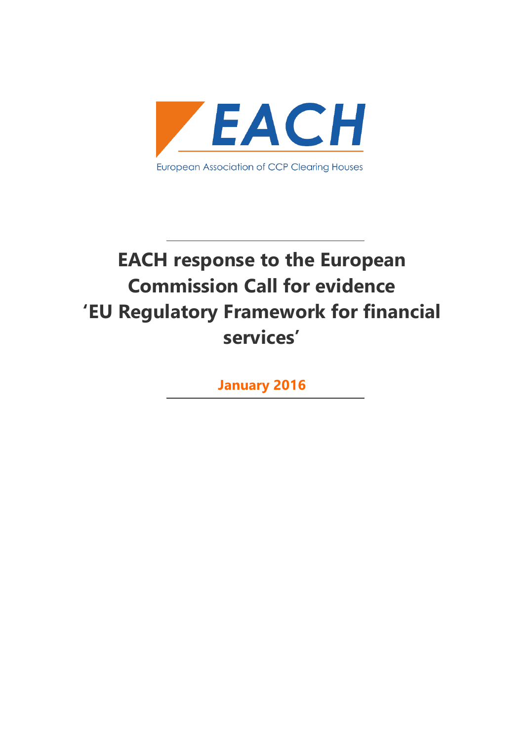EACH

European Association of CCP Clearing Houses

# EACH response to the European Commission Call for evidence 'EU Regulatory Framework for financial services'

**January 2016**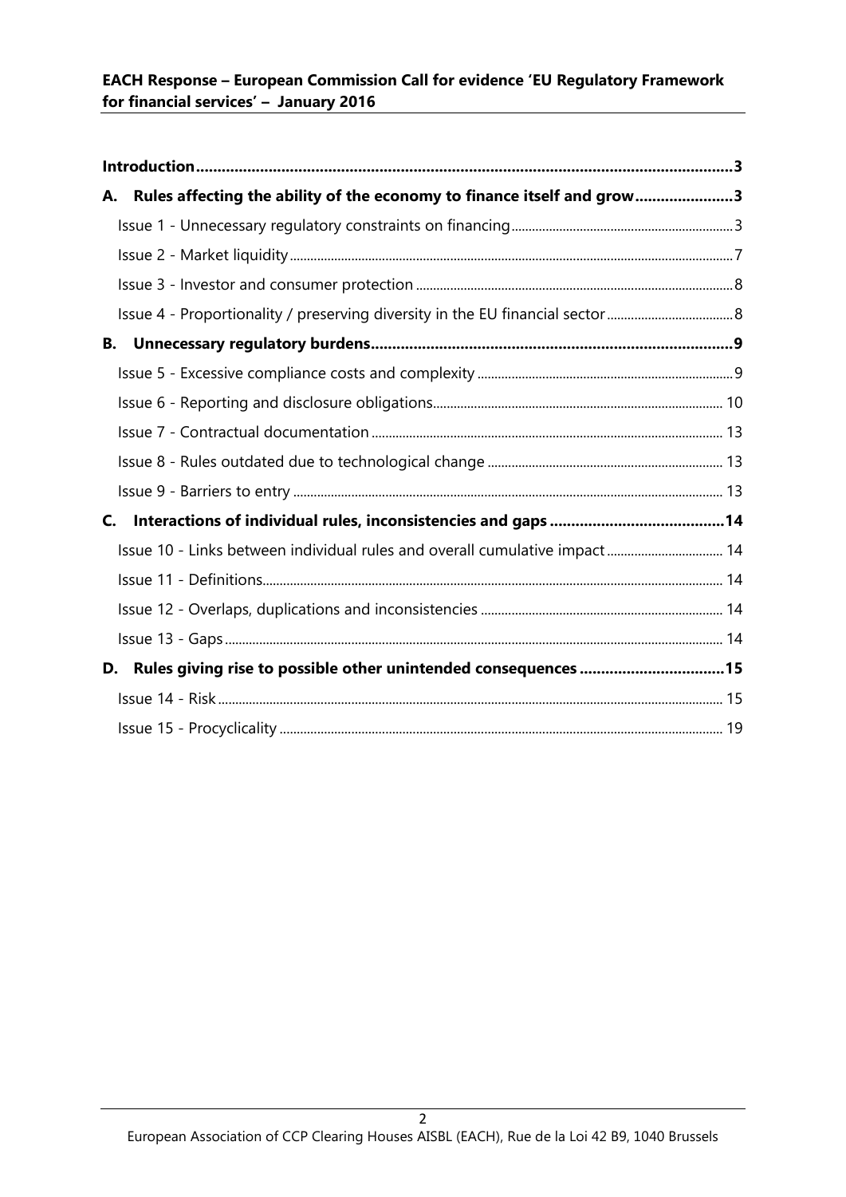| | |
|---|---|
| **Introduction** | **3** |
| **A. Rules affecting the ability of the economy to finance itself and grow** | **3** |
| Issue 1 - Unnecessary regulatory constraints on financing | 3 |
| Issue 2 - Market liquidity | 7 |
| Issue 3 - Investor and consumer protection | 8 |
| Issue 4 - Proportionality / preserving diversity in the EU financial sector | 8 |
| **B. Unnecessary regulatory burdens** | **9** |
| Issue 5 - Excessive compliance costs and complexity | 9 |
| Issue 6 - Reporting and disclosure obligations | 10 |
| Issue 7 - Contractual documentation | 13 |
| Issue 8 - Rules outdated due to technological change | 13 |
| Issue 9 - Barriers to entry | 13 |
| **C. Interactions of individual rules, inconsistencies and gaps** | **14** |
| Issue 10 - Links between individual rules and overall cumulative impact | 14 |
| Issue 11 - Definitions | 14 |
| Issue 12 - Overlaps, duplications and inconsistencies | 14 |
| Issue 13 - Gaps | 14 |
| **D. Rules giving rise to possible other unintended consequences** | **15** |
| Issue 14 - Risk | 15 |
| Issue 15 - Procyclicality | 19 |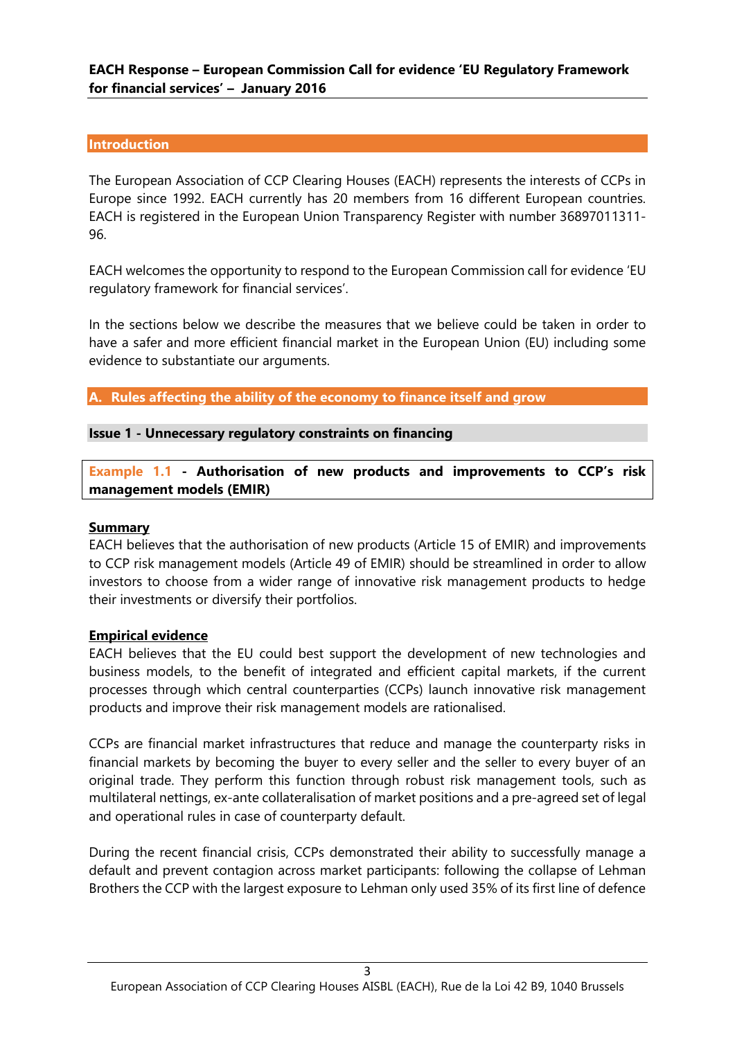**EACH Response – European Commission Call for evidence 'EU Regulatory Framework for financial services' – January 2016**

## Introduction

The European Association of CCP Clearing Houses (EACH) represents the interests of CCPs in Europe since 1992. EACH currently has 20 members from 16 different European countries. EACH is registered in the European Union Transparency Register with number 36897011311-96.

EACH welcomes the opportunity to respond to the European Commission call for evidence 'EU regulatory framework for financial services'.

In the sections below we describe the measures that we believe could be taken in order to have a safer and more efficient financial market in the European Union (EU) including some evidence to substantiate our arguments.

## A. Rules affecting the ability of the economy to finance itself and grow

### Issue 1 - Unnecessary regulatory constraints on financing

#### Example 1.1 - Authorisation of new products and improvements to CCP's risk management models (EMIR)

**Summary**

EACH believes that the authorisation of new products (Article 15 of EMIR) and improvements to CCP risk management models (Article 49 of EMIR) should be streamlined in order to allow investors to choose from a wider range of innovative risk management products to hedge their investments or diversify their portfolios.

**Empirical evidence**

EACH believes that the EU could best support the development of new technologies and business models, to the benefit of integrated and efficient capital markets, if the current processes through which central counterparties (CCPs) launch innovative risk management products and improve their risk management models are rationalised.

CCPs are financial market infrastructures that reduce and manage the counterparty risks in financial markets by becoming the buyer to every seller and the seller to every buyer of an original trade. They perform this function through robust risk management tools, such as multilateral nettings, ex-ante collateralisation of market positions and a pre-agreed set of legal and operational rules in case of counterparty default.

During the recent financial crisis, CCPs demonstrated their ability to successfully manage a default and prevent contagion across market participants: following the collapse of Lehman Brothers the CCP with the largest exposure to Lehman only used 35% of its first line of defence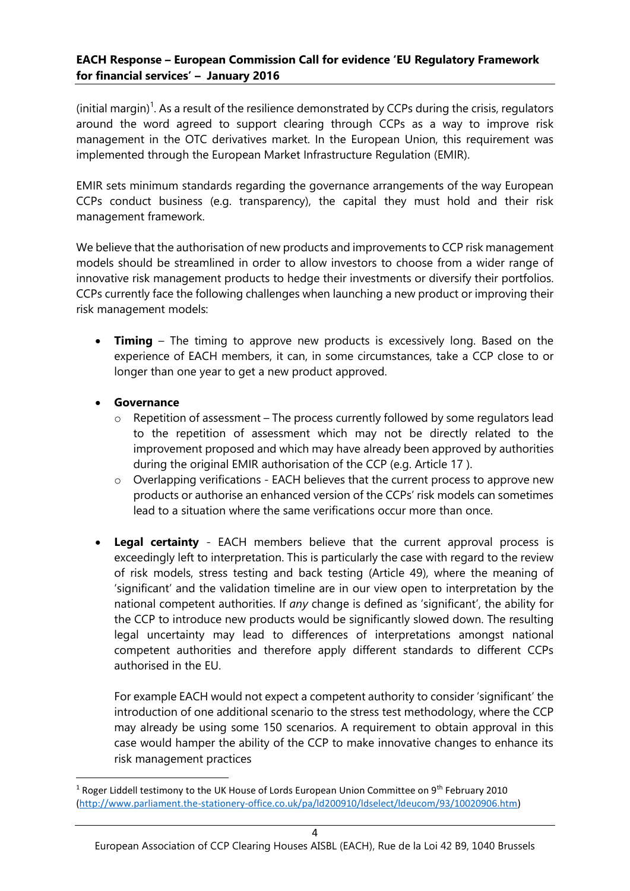(initial margin)[1]. As a result of the resilience demonstrated by CCPs during the crisis, regulators around the word agreed to support clearing through CCPs as a way to improve risk management in the OTC derivatives market. In the European Union, this requirement was implemented through the European Market Infrastructure Regulation (EMIR).

EMIR sets minimum standards regarding the governance arrangements of the way European CCPs conduct business (e.g. transparency), the capital they must hold and their risk management framework.

We believe that the authorisation of new products and improvements to CCP risk management models should be streamlined in order to allow investors to choose from a wider range of innovative risk management products to hedge their investments or diversify their portfolios. CCPs currently face the following challenges when launching a new product or improving their risk management models:

- **Timing** – The timing to approve new products is excessively long. Based on the experience of EACH members, it can, in some circumstances, take a CCP close to or longer than one year to get a new product approved.

- **Governance**
  - Repetition of assessment – The process currently followed by some regulators lead to the repetition of assessment which may not be directly related to the improvement proposed and which may have already been approved by authorities during the original EMIR authorisation of the CCP (e.g. Article 17 ).
  - Overlapping verifications - EACH believes that the current process to approve new products or authorise an enhanced version of the CCPs' risk models can sometimes lead to a situation where the same verifications occur more than once.

- **Legal certainty** - EACH members believe that the current approval process is exceedingly left to interpretation. This is particularly the case with regard to the review of risk models, stress testing and back testing (Article 49), where the meaning of 'significant' and the validation timeline are in our view open to interpretation by the national competent authorities. If *any* change is defined as 'significant', the ability for the CCP to introduce new products would be significantly slowed down. The resulting legal uncertainty may lead to differences of interpretations amongst national competent authorities and therefore apply different standards to different CCPs authorised in the EU.

  For example EACH would not expect a competent authority to consider 'significant' the introduction of one additional scenario to the stress test methodology, where the CCP may already be using some 150 scenarios. A requirement to obtain approval in this case would hamper the ability of the CCP to make innovative changes to enhance its risk management practices

[1] Roger Liddell testimony to the UK House of Lords European Union Committee on 9th February 2010 (http://www.parliament.the-stationery-office.co.uk/pa/ld200910/ldselect/ldeucom/93/10020906.htm)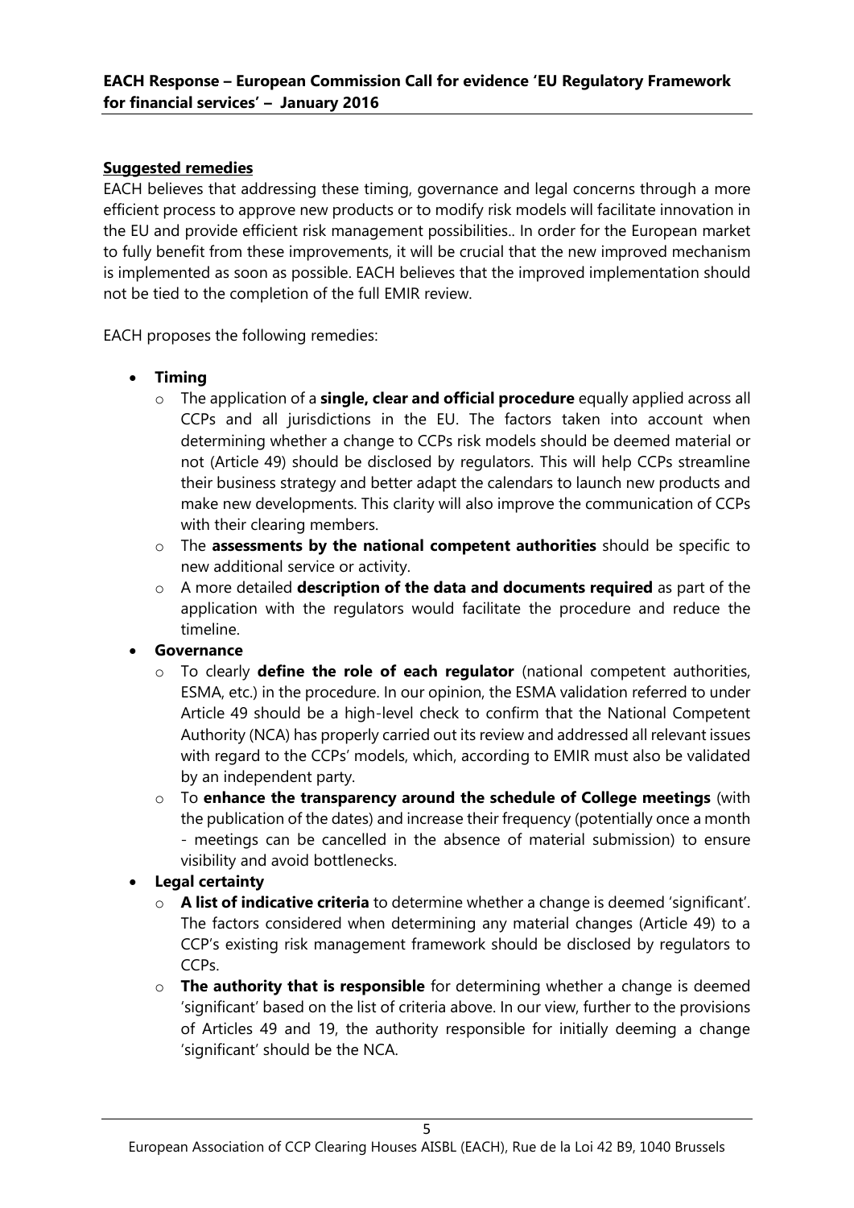**Suggested remedies**

EACH believes that addressing these timing, governance and legal concerns through a more efficient process to approve new products or to modify risk models will facilitate innovation in the EU and provide efficient risk management possibilities.. In order for the European market to fully benefit from these improvements, it will be crucial that the new improved mechanism is implemented as soon as possible. EACH believes that the improved implementation should not be tied to the completion of the full EMIR review.

EACH proposes the following remedies:

- **Timing**
  - The application of a **single, clear and official procedure** equally applied across all CCPs and all jurisdictions in the EU. The factors taken into account when determining whether a change to CCPs risk models should be deemed material or not (Article 49) should be disclosed by regulators. This will help CCPs streamline their business strategy and better adapt the calendars to launch new products and make new developments. This clarity will also improve the communication of CCPs with their clearing members.
  - The **assessments by the national competent authorities** should be specific to new additional service or activity.
  - A more detailed **description of the data and documents required** as part of the application with the regulators would facilitate the procedure and reduce the timeline.
- **Governance**
  - To clearly **define the role of each regulator** (national competent authorities, ESMA, etc.) in the procedure. In our opinion, the ESMA validation referred to under Article 49 should be a high-level check to confirm that the National Competent Authority (NCA) has properly carried out its review and addressed all relevant issues with regard to the CCPs' models, which, according to EMIR must also be validated by an independent party.
  - To **enhance the transparency around the schedule of College meetings** (with the publication of the dates) and increase their frequency (potentially once a month - meetings can be cancelled in the absence of material submission) to ensure visibility and avoid bottlenecks.
- **Legal certainty**
  - **A list of indicative criteria** to determine whether a change is deemed 'significant'. The factors considered when determining any material changes (Article 49) to a CCP's existing risk management framework should be disclosed by regulators to CCPs.
  - **The authority that is responsible** for determining whether a change is deemed 'significant' based on the list of criteria above. In our view, further to the provisions of Articles 49 and 19, the authority responsible for initially deeming a change 'significant' should be the NCA.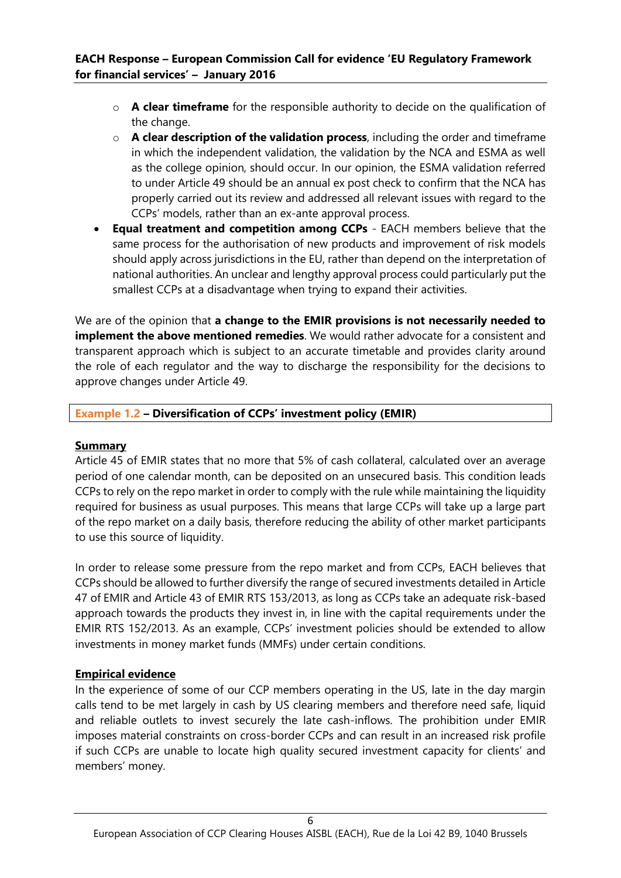- **A clear timeframe** for the responsible authority to decide on the qualification of the change.
    - **A clear description of the validation process**, including the order and timeframe in which the independent validation, the validation by the NCA and ESMA as well as the college opinion, should occur. In our opinion, the ESMA validation referred to under Article 49 should be an annual ex post check to confirm that the NCA has properly carried out its review and addressed all relevant issues with regard to the CCPs' models, rather than an ex-ante approval process.
- **Equal treatment and competition among CCPs** - EACH members believe that the same process for the authorisation of new products and improvement of risk models should apply across jurisdictions in the EU, rather than depend on the interpretation of national authorities. An unclear and lengthy approval process could particularly put the smallest CCPs at a disadvantage when trying to expand their activities.

We are of the opinion that **a change to the EMIR provisions is not necessarily needed to implement the above mentioned remedies**. We would rather advocate for a consistent and transparent approach which is subject to an accurate timetable and provides clarity around the role of each regulator and the way to discharge the responsibility for the decisions to approve changes under Article 49.

**Example 1.2 – Diversification of CCPs' investment policy (EMIR)**

**Summary**

Article 45 of EMIR states that no more that 5% of cash collateral, calculated over an average period of one calendar month, can be deposited on an unsecured basis. This condition leads CCPs to rely on the repo market in order to comply with the rule while maintaining the liquidity required for business as usual purposes. This means that large CCPs will take up a large part of the repo market on a daily basis, therefore reducing the ability of other market participants to use this source of liquidity.

In order to release some pressure from the repo market and from CCPs, EACH believes that CCPs should be allowed to further diversify the range of secured investments detailed in Article 47 of EMIR and Article 43 of EMIR RTS 153/2013, as long as CCPs take an adequate risk-based approach towards the products they invest in, in line with the capital requirements under the EMIR RTS 152/2013. As an example, CCPs' investment policies should be extended to allow investments in money market funds (MMFs) under certain conditions.

**Empirical evidence**

In the experience of some of our CCP members operating in the US, late in the day margin calls tend to be met largely in cash by US clearing members and therefore need safe, liquid and reliable outlets to invest securely the late cash-inflows. The prohibition under EMIR imposes material constraints on cross-border CCPs and can result in an increased risk profile if such CCPs are unable to locate high quality secured investment capacity for clients' and members' money.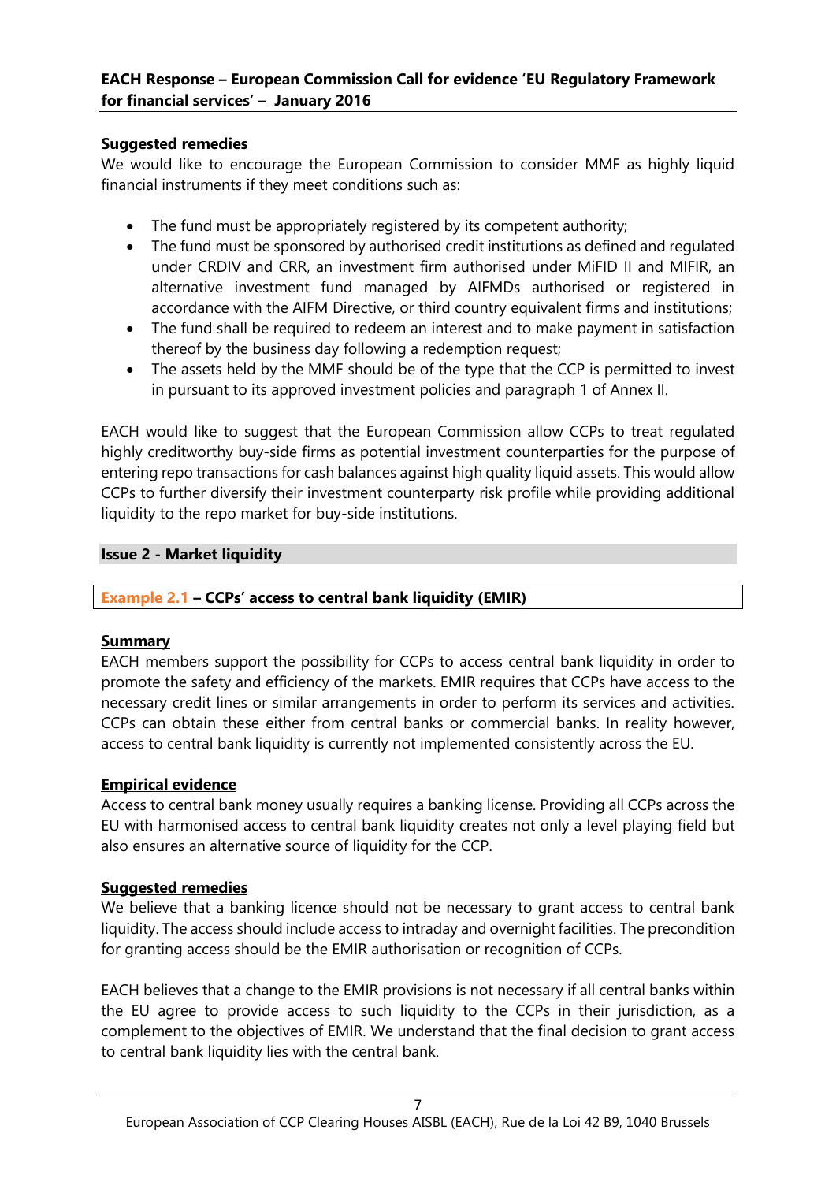**Suggested remedies**

We would like to encourage the European Commission to consider MMF as highly liquid financial instruments if they meet conditions such as:

- The fund must be appropriately registered by its competent authority;
- The fund must be sponsored by authorised credit institutions as defined and regulated under CRDIV and CRR, an investment firm authorised under MiFID II and MIFIR, an alternative investment fund managed by AIFMDs authorised or registered in accordance with the AIFM Directive, or third country equivalent firms and institutions;
- The fund shall be required to redeem an interest and to make payment in satisfaction thereof by the business day following a redemption request;
- The assets held by the MMF should be of the type that the CCP is permitted to invest in pursuant to its approved investment policies and paragraph 1 of Annex II.

EACH would like to suggest that the European Commission allow CCPs to treat regulated highly creditworthy buy-side firms as potential investment counterparties for the purpose of entering repo transactions for cash balances against high quality liquid assets. This would allow CCPs to further diversify their investment counterparty risk profile while providing additional liquidity to the repo market for buy-side institutions.

## Issue 2 - Market liquidity

### Example 2.1 – CCPs' access to central bank liquidity (EMIR)

**Summary**

EACH members support the possibility for CCPs to access central bank liquidity in order to promote the safety and efficiency of the markets. EMIR requires that CCPs have access to the necessary credit lines or similar arrangements in order to perform its services and activities. CCPs can obtain these either from central banks or commercial banks. In reality however, access to central bank liquidity is currently not implemented consistently across the EU.

**Empirical evidence**

Access to central bank money usually requires a banking license. Providing all CCPs across the EU with harmonised access to central bank liquidity creates not only a level playing field but also ensures an alternative source of liquidity for the CCP.

**Suggested remedies**

We believe that a banking licence should not be necessary to grant access to central bank liquidity. The access should include access to intraday and overnight facilities. The precondition for granting access should be the EMIR authorisation or recognition of CCPs.

EACH believes that a change to the EMIR provisions is not necessary if all central banks within the EU agree to provide access to such liquidity to the CCPs in their jurisdiction, as a complement to the objectives of EMIR. We understand that the final decision to grant access to central bank liquidity lies with the central bank.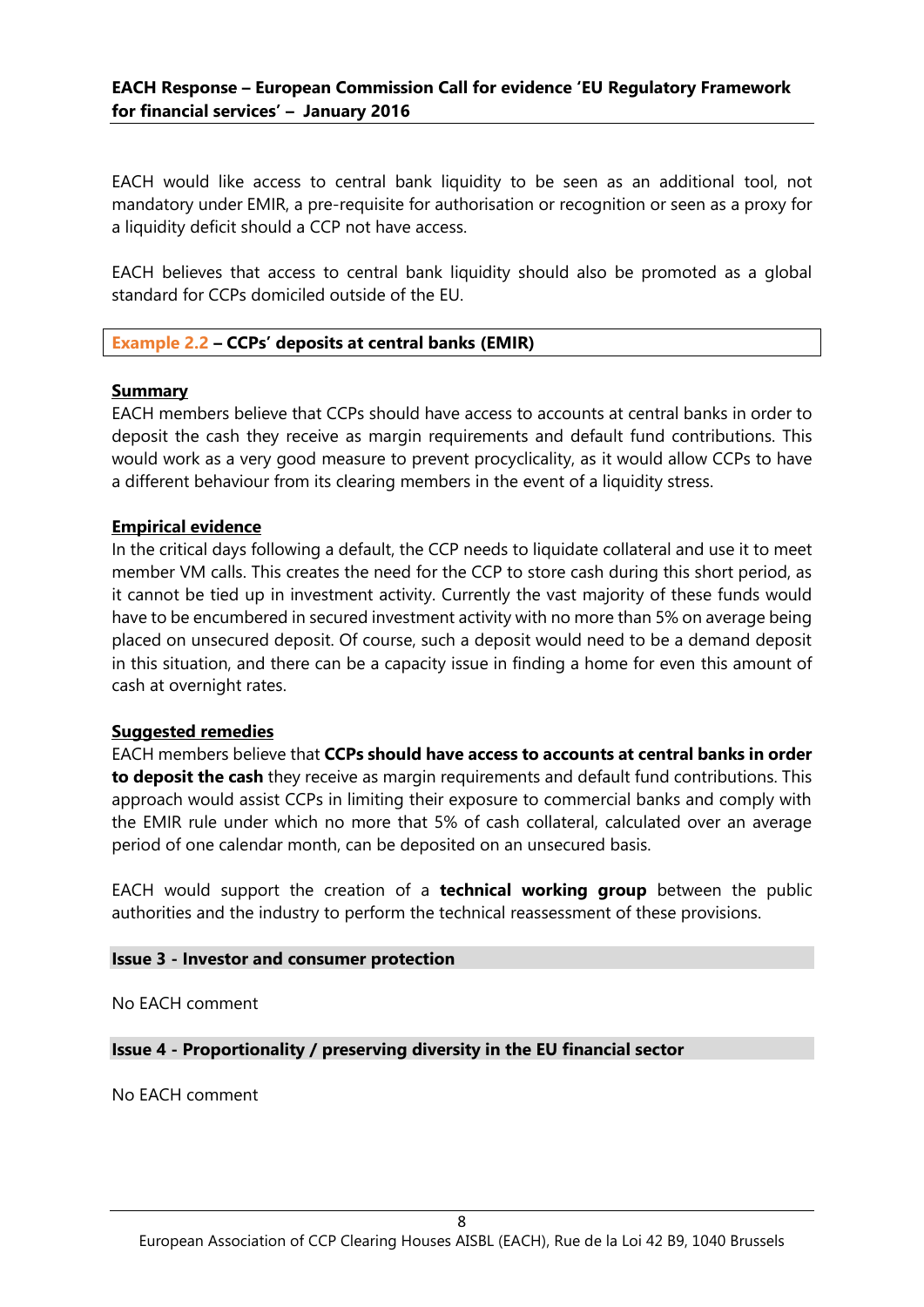EACH would like access to central bank liquidity to be seen as an additional tool, not mandatory under EMIR, a pre-requisite for authorisation or recognition or seen as a proxy for a liquidity deficit should a CCP not have access.

EACH believes that access to central bank liquidity should also be promoted as a global standard for CCPs domiciled outside of the EU.

### Example 2.2 – CCPs' deposits at central banks (EMIR)

**Summary**

EACH members believe that CCPs should have access to accounts at central banks in order to deposit the cash they receive as margin requirements and default fund contributions. This would work as a very good measure to prevent procyclicality, as it would allow CCPs to have a different behaviour from its clearing members in the event of a liquidity stress.

**Empirical evidence**

In the critical days following a default, the CCP needs to liquidate collateral and use it to meet member VM calls. This creates the need for the CCP to store cash during this short period, as it cannot be tied up in investment activity. Currently the vast majority of these funds would have to be encumbered in secured investment activity with no more than 5% on average being placed on unsecured deposit. Of course, such a deposit would need to be a demand deposit in this situation, and there can be a capacity issue in finding a home for even this amount of cash at overnight rates.

**Suggested remedies**

EACH members believe that **CCPs should have access to accounts at central banks in order to deposit the cash** they receive as margin requirements and default fund contributions. This approach would assist CCPs in limiting their exposure to commercial banks and comply with the EMIR rule under which no more that 5% of cash collateral, calculated over an average period of one calendar month, can be deposited on an unsecured basis.

EACH would support the creation of a **technical working group** between the public authorities and the industry to perform the technical reassessment of these provisions.

## Issue 3 - Investor and consumer protection

No EACH comment

## Issue 4 - Proportionality / preserving diversity in the EU financial sector

No EACH comment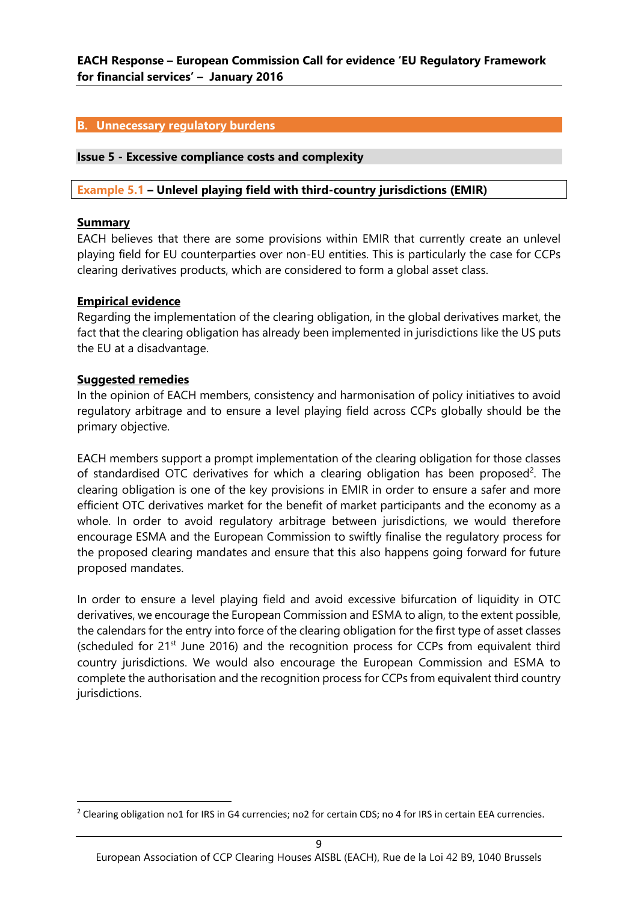## B. Unnecessary regulatory burdens

### Issue 5 - Excessive compliance costs and complexity

#### Example 5.1 – Unlevel playing field with third-country jurisdictions (EMIR)

**Summary**

EACH believes that there are some provisions within EMIR that currently create an unlevel playing field for EU counterparties over non-EU entities. This is particularly the case for CCPs clearing derivatives products, which are considered to form a global asset class.

**Empirical evidence**

Regarding the implementation of the clearing obligation, in the global derivatives market, the fact that the clearing obligation has already been implemented in jurisdictions like the US puts the EU at a disadvantage.

**Suggested remedies**

In the opinion of EACH members, consistency and harmonisation of policy initiatives to avoid regulatory arbitrage and to ensure a level playing field across CCPs globally should be the primary objective.

EACH members support a prompt implementation of the clearing obligation for those classes of standardised OTC derivatives for which a clearing obligation has been proposed[2]. The clearing obligation is one of the key provisions in EMIR in order to ensure a safer and more efficient OTC derivatives market for the benefit of market participants and the economy as a whole. In order to avoid regulatory arbitrage between jurisdictions, we would therefore encourage ESMA and the European Commission to swiftly finalise the regulatory process for the proposed clearing mandates and ensure that this also happens going forward for future proposed mandates.

In order to ensure a level playing field and avoid excessive bifurcation of liquidity in OTC derivatives, we encourage the European Commission and ESMA to align, to the extent possible, the calendars for the entry into force of the clearing obligation for the first type of asset classes (scheduled for 21st June 2016) and the recognition process for CCPs from equivalent third country jurisdictions. We would also encourage the European Commission and ESMA to complete the authorisation and the recognition process for CCPs from equivalent third country jurisdictions.

---

[2] Clearing obligation no1 for IRS in G4 currencies; no2 for certain CDS; no 4 for IRS in certain EEA currencies.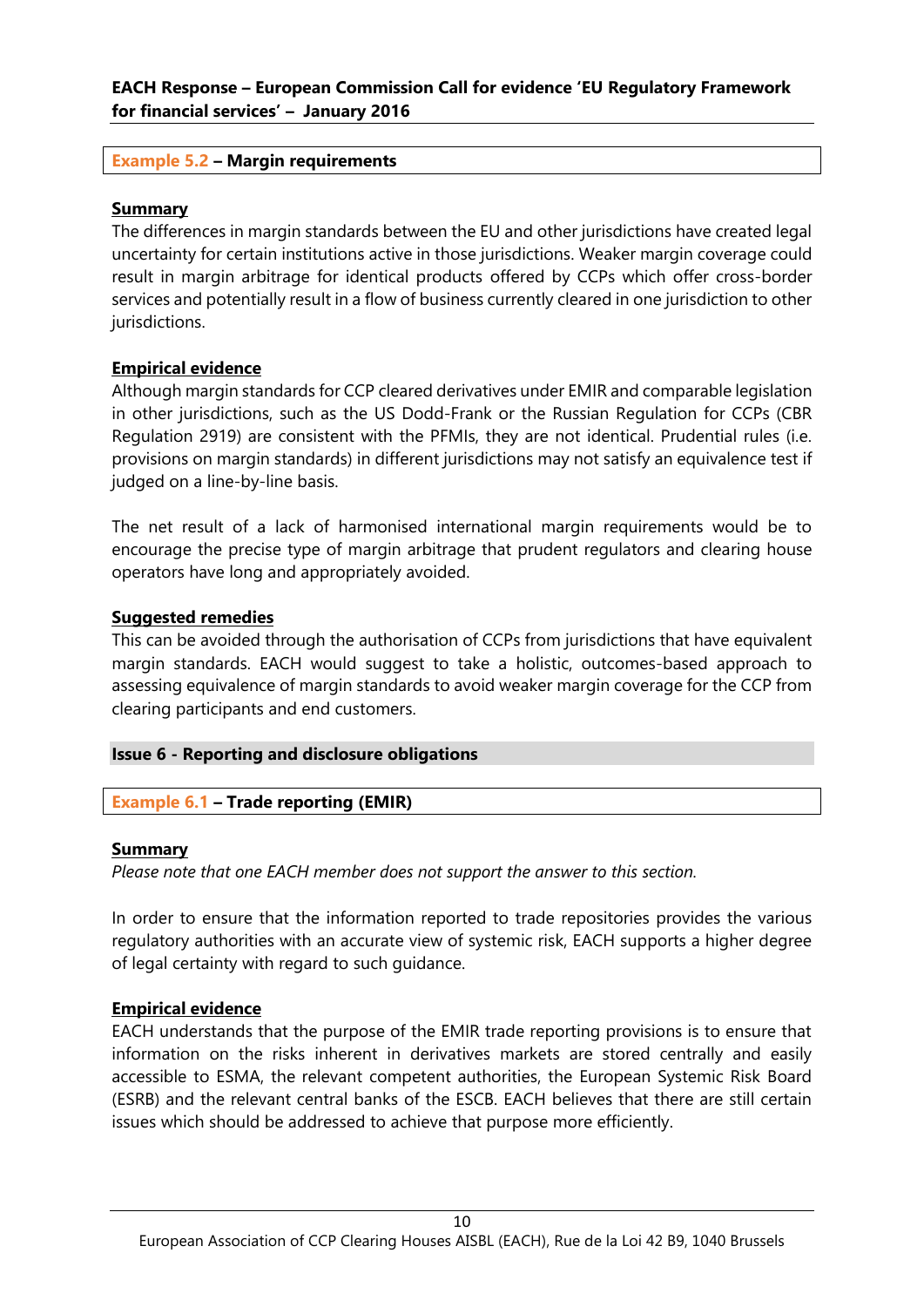### **Example 5.2** – Margin requirements

**Summary**

The differences in margin standards between the EU and other jurisdictions have created legal uncertainty for certain institutions active in those jurisdictions. Weaker margin coverage could result in margin arbitrage for identical products offered by CCPs which offer cross-border services and potentially result in a flow of business currently cleared in one jurisdiction to other jurisdictions.

**Empirical evidence**

Although margin standards for CCP cleared derivatives under EMIR and comparable legislation in other jurisdictions, such as the US Dodd-Frank or the Russian Regulation for CCPs (CBR Regulation 2919) are consistent with the PFMIs, they are not identical. Prudential rules (i.e. provisions on margin standards) in different jurisdictions may not satisfy an equivalence test if judged on a line-by-line basis.

The net result of a lack of harmonised international margin requirements would be to encourage the precise type of margin arbitrage that prudent regulators and clearing house operators have long and appropriately avoided.

**Suggested remedies**

This can be avoided through the authorisation of CCPs from jurisdictions that have equivalent margin standards. EACH would suggest to take a holistic, outcomes-based approach to assessing equivalence of margin standards to avoid weaker margin coverage for the CCP from clearing participants and end customers.

## Issue 6 - Reporting and disclosure obligations

### **Example 6.1** – Trade reporting (EMIR)

**Summary**

*Please note that one EACH member does not support the answer to this section.*

In order to ensure that the information reported to trade repositories provides the various regulatory authorities with an accurate view of systemic risk, EACH supports a higher degree of legal certainty with regard to such guidance.

**Empirical evidence**

EACH understands that the purpose of the EMIR trade reporting provisions is to ensure that information on the risks inherent in derivatives markets are stored centrally and easily accessible to ESMA, the relevant competent authorities, the European Systemic Risk Board (ESRB) and the relevant central banks of the ESCB. EACH believes that there are still certain issues which should be addressed to achieve that purpose more efficiently.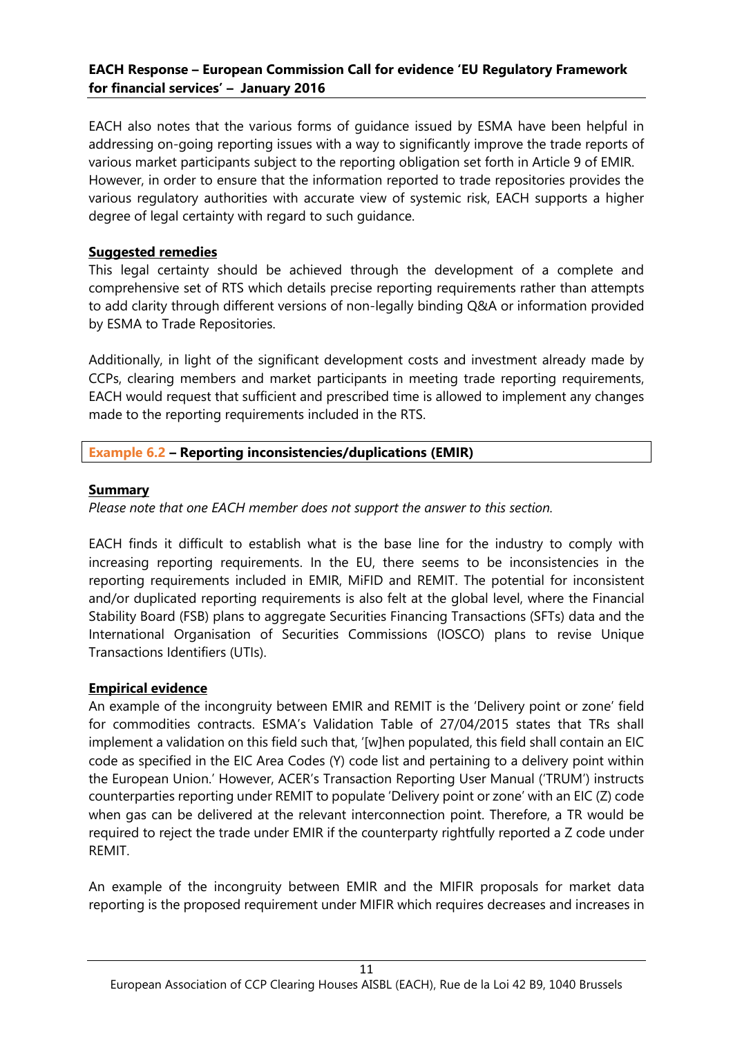EACH also notes that the various forms of guidance issued by ESMA have been helpful in addressing on-going reporting issues with a way to significantly improve the trade reports of various market participants subject to the reporting obligation set forth in Article 9 of EMIR. However, in order to ensure that the information reported to trade repositories provides the various regulatory authorities with accurate view of systemic risk, EACH supports a higher degree of legal certainty with regard to such guidance.

**Suggested remedies**

This legal certainty should be achieved through the development of a complete and comprehensive set of RTS which details precise reporting requirements rather than attempts to add clarity through different versions of non-legally binding Q&A or information provided by ESMA to Trade Repositories.

Additionally, in light of the significant development costs and investment already made by CCPs, clearing members and market participants in meeting trade reporting requirements, EACH would request that sufficient and prescribed time is allowed to implement any changes made to the reporting requirements included in the RTS.

**Example 6.2 – Reporting inconsistencies/duplications (EMIR)**

**Summary**

*Please note that one EACH member does not support the answer to this section.*

EACH finds it difficult to establish what is the base line for the industry to comply with increasing reporting requirements. In the EU, there seems to be inconsistencies in the reporting requirements included in EMIR, MiFID and REMIT. The potential for inconsistent and/or duplicated reporting requirements is also felt at the global level, where the Financial Stability Board (FSB) plans to aggregate Securities Financing Transactions (SFTs) data and the International Organisation of Securities Commissions (IOSCO) plans to revise Unique Transactions Identifiers (UTIs).

**Empirical evidence**

An example of the incongruity between EMIR and REMIT is the 'Delivery point or zone' field for commodities contracts. ESMA's Validation Table of 27/04/2015 states that TRs shall implement a validation on this field such that, '[w]hen populated, this field shall contain an EIC code as specified in the EIC Area Codes (Y) code list and pertaining to a delivery point within the European Union.' However, ACER's Transaction Reporting User Manual ('TRUM') instructs counterparties reporting under REMIT to populate 'Delivery point or zone' with an EIC (Z) code when gas can be delivered at the relevant interconnection point. Therefore, a TR would be required to reject the trade under EMIR if the counterparty rightfully reported a Z code under REMIT.

An example of the incongruity between EMIR and the MIFIR proposals for market data reporting is the proposed requirement under MIFIR which requires decreases and increases in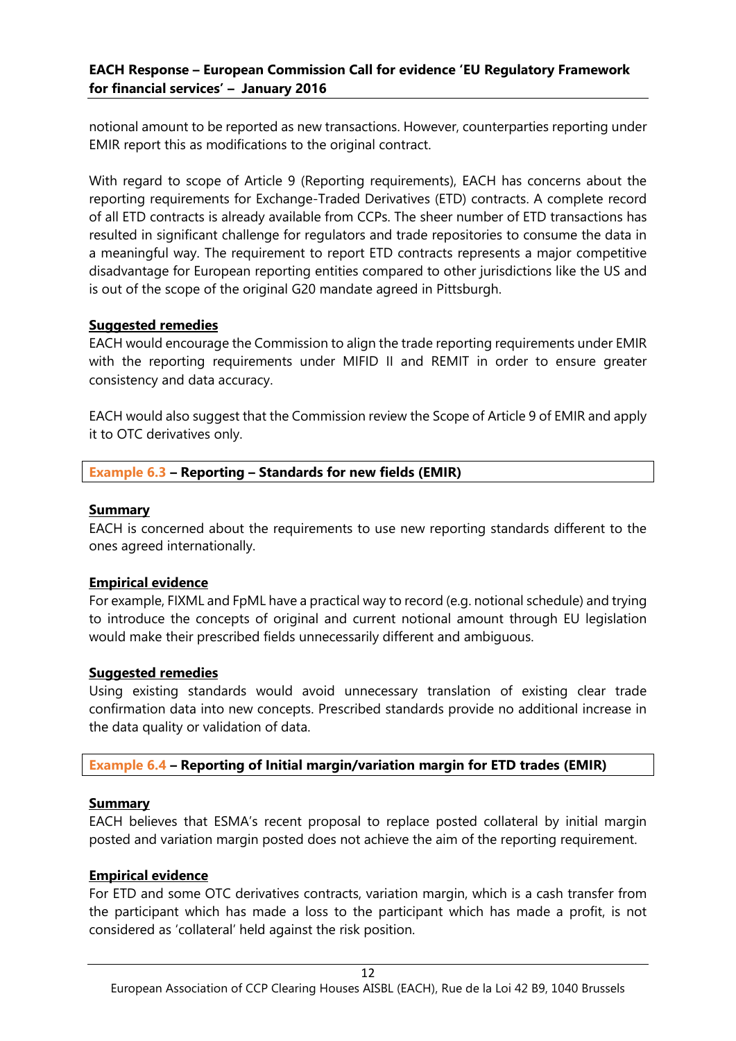notional amount to be reported as new transactions. However, counterparties reporting under EMIR report this as modifications to the original contract.

With regard to scope of Article 9 (Reporting requirements), EACH has concerns about the reporting requirements for Exchange-Traded Derivatives (ETD) contracts. A complete record of all ETD contracts is already available from CCPs. The sheer number of ETD transactions has resulted in significant challenge for regulators and trade repositories to consume the data in a meaningful way. The requirement to report ETD contracts represents a major competitive disadvantage for European reporting entities compared to other jurisdictions like the US and is out of the scope of the original G20 mandate agreed in Pittsburgh.

**Suggested remedies**

EACH would encourage the Commission to align the trade reporting requirements under EMIR with the reporting requirements under MIFID II and REMIT in order to ensure greater consistency and data accuracy.

EACH would also suggest that the Commission review the Scope of Article 9 of EMIR and apply it to OTC derivatives only.

### Example 6.3 – Reporting – Standards for new fields (EMIR)

**Summary**

EACH is concerned about the requirements to use new reporting standards different to the ones agreed internationally.

**Empirical evidence**

For example, FIXML and FpML have a practical way to record (e.g. notional schedule) and trying to introduce the concepts of original and current notional amount through EU legislation would make their prescribed fields unnecessarily different and ambiguous.

**Suggested remedies**

Using existing standards would avoid unnecessary translation of existing clear trade confirmation data into new concepts. Prescribed standards provide no additional increase in the data quality or validation of data.

### Example 6.4 – Reporting of Initial margin/variation margin for ETD trades (EMIR)

**Summary**

EACH believes that ESMA's recent proposal to replace posted collateral by initial margin posted and variation margin posted does not achieve the aim of the reporting requirement.

**Empirical evidence**

For ETD and some OTC derivatives contracts, variation margin, which is a cash transfer from the participant which has made a loss to the participant which has made a profit, is not considered as 'collateral' held against the risk position.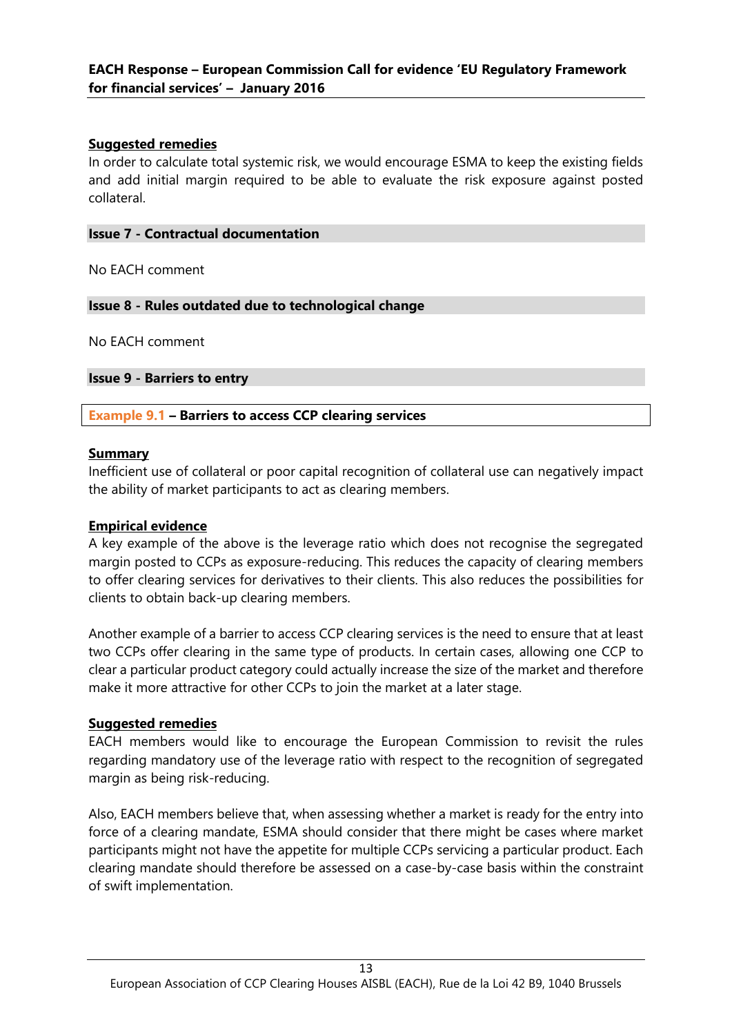**Suggested remedies**

In order to calculate total systemic risk, we would encourage ESMA to keep the existing fields and add initial margin required to be able to evaluate the risk exposure against posted collateral.

### Issue 7 - Contractual documentation

No EACH comment

### Issue 8 - Rules outdated due to technological change

No EACH comment

### Issue 9 - Barriers to entry

#### Example 9.1 – Barriers to access CCP clearing services

**Summary**

Inefficient use of collateral or poor capital recognition of collateral use can negatively impact the ability of market participants to act as clearing members.

**Empirical evidence**

A key example of the above is the leverage ratio which does not recognise the segregated margin posted to CCPs as exposure-reducing. This reduces the capacity of clearing members to offer clearing services for derivatives to their clients. This also reduces the possibilities for clients to obtain back-up clearing members.

Another example of a barrier to access CCP clearing services is the need to ensure that at least two CCPs offer clearing in the same type of products. In certain cases, allowing one CCP to clear a particular product category could actually increase the size of the market and therefore make it more attractive for other CCPs to join the market at a later stage.

**Suggested remedies**

EACH members would like to encourage the European Commission to revisit the rules regarding mandatory use of the leverage ratio with respect to the recognition of segregated margin as being risk-reducing.

Also, EACH members believe that, when assessing whether a market is ready for the entry into force of a clearing mandate, ESMA should consider that there might be cases where market participants might not have the appetite for multiple CCPs servicing a particular product. Each clearing mandate should therefore be assessed on a case-by-case basis within the constraint of swift implementation.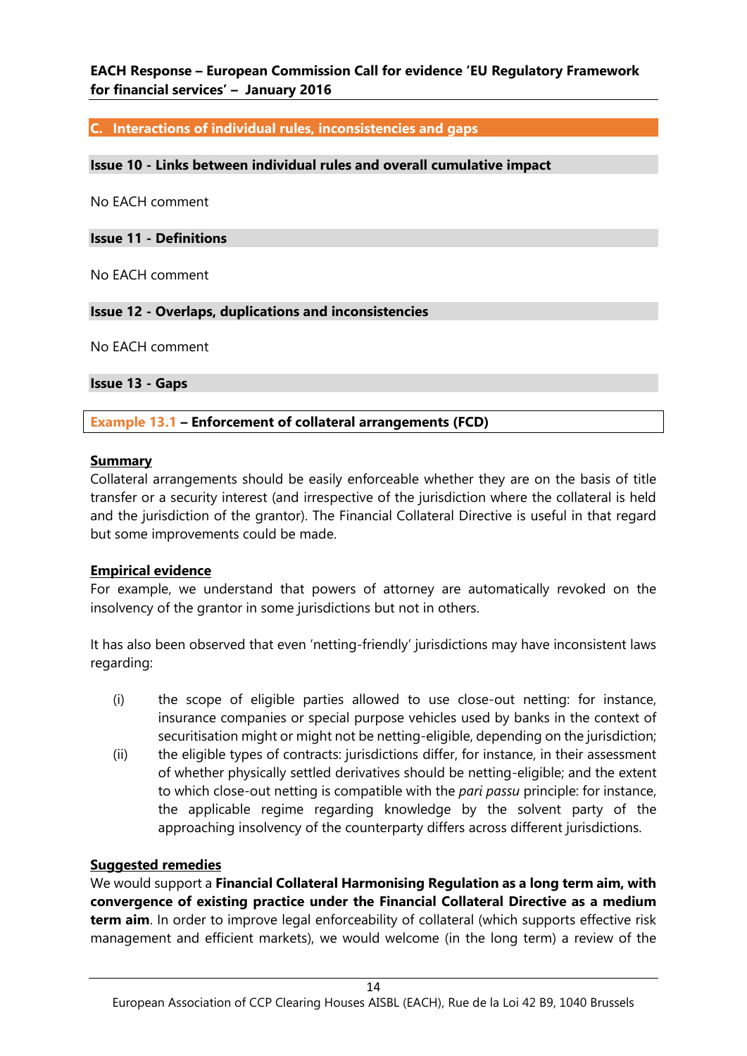## C. Interactions of individual rules, inconsistencies and gaps

### Issue 10 - Links between individual rules and overall cumulative impact

No EACH comment

### Issue 11 - Definitions

No EACH comment

### Issue 12 - Overlaps, duplications and inconsistencies

No EACH comment

### Issue 13 - Gaps

#### Example 13.1 – Enforcement of collateral arrangements (FCD)

**Summary**

Collateral arrangements should be easily enforceable whether they are on the basis of title transfer or a security interest (and irrespective of the jurisdiction where the collateral is held and the jurisdiction of the grantor). The Financial Collateral Directive is useful in that regard but some improvements could be made.

**Empirical evidence**

For example, we understand that powers of attorney are automatically revoked on the insolvency of the grantor in some jurisdictions but not in others.

It has also been observed that even 'netting-friendly' jurisdictions may have inconsistent laws regarding:

(i) the scope of eligible parties allowed to use close-out netting: for instance, insurance companies or special purpose vehicles used by banks in the context of securitisation might or might not be netting-eligible, depending on the jurisdiction;

(ii) the eligible types of contracts: jurisdictions differ, for instance, in their assessment of whether physically settled derivatives should be netting-eligible; and the extent to which close-out netting is compatible with the *pari passu* principle: for instance, the applicable regime regarding knowledge by the solvent party of the approaching insolvency of the counterparty differs across different jurisdictions.

**Suggested remedies**

We would support a **Financial Collateral Harmonising Regulation as a long term aim, with convergence of existing practice under the Financial Collateral Directive as a medium term aim**. In order to improve legal enforceability of collateral (which supports effective risk management and efficient markets), we would welcome (in the long term) a review of the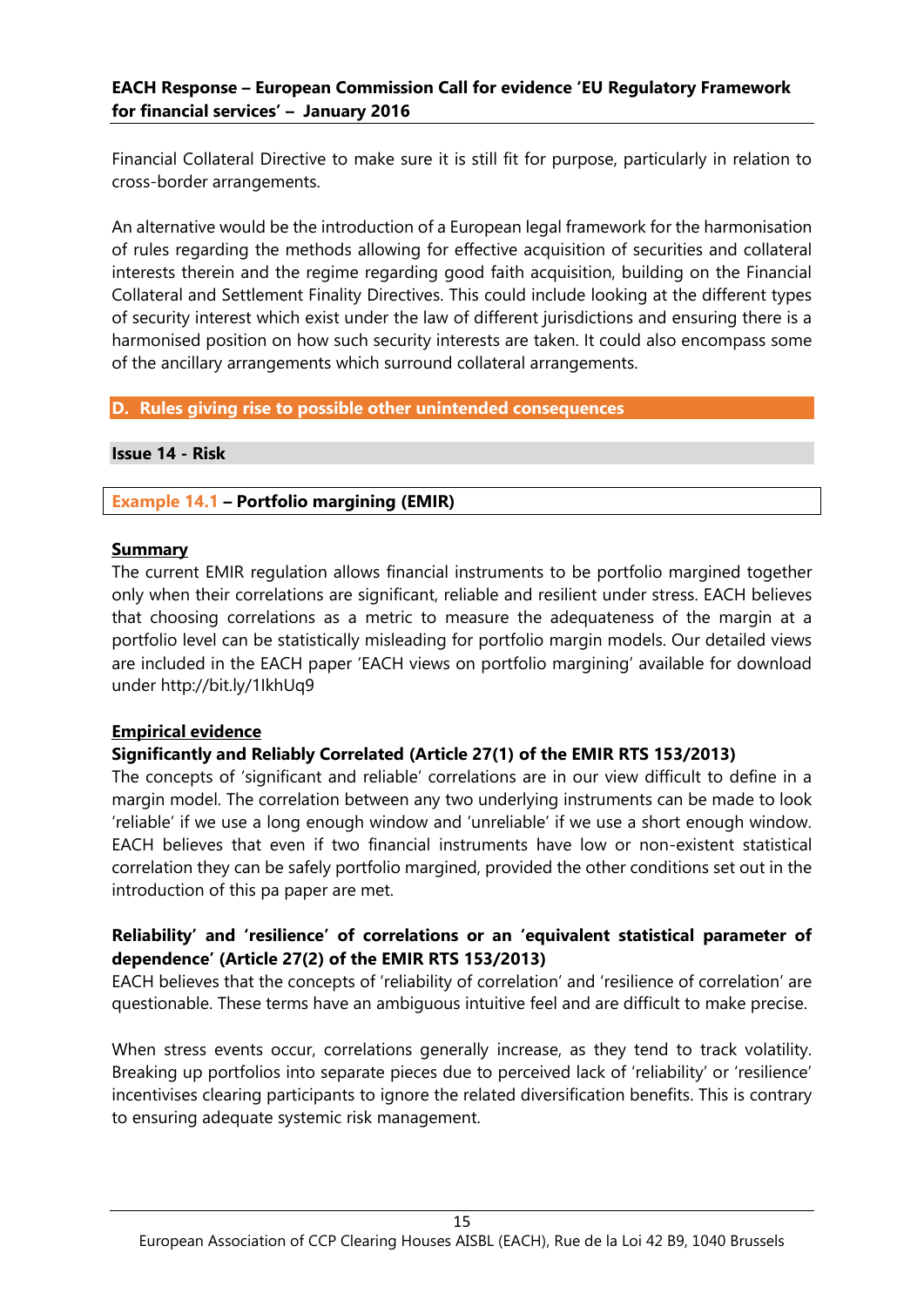Financial Collateral Directive to make sure it is still fit for purpose, particularly in relation to cross-border arrangements.

An alternative would be the introduction of a European legal framework for the harmonisation of rules regarding the methods allowing for effective acquisition of securities and collateral interests therein and the regime regarding good faith acquisition, building on the Financial Collateral and Settlement Finality Directives. This could include looking at the different types of security interest which exist under the law of different jurisdictions and ensuring there is a harmonised position on how such security interests are taken. It could also encompass some of the ancillary arrangements which surround collateral arrangements.

## D. Rules giving rise to possible other unintended consequences

### Issue 14 - Risk

#### Example 14.1 – Portfolio margining (EMIR)

**Summary**

The current EMIR regulation allows financial instruments to be portfolio margined together only when their correlations are significant, reliable and resilient under stress. EACH believes that choosing correlations as a metric to measure the adequateness of the margin at a portfolio level can be statistically misleading for portfolio margin models. Our detailed views are included in the EACH paper 'EACH views on portfolio margining' available for download under http://bit.ly/1IkhUq9

**Empirical evidence**

**Significantly and Reliably Correlated (Article 27(1) of the EMIR RTS 153/2013)**

The concepts of 'significant and reliable' correlations are in our view difficult to define in a margin model. The correlation between any two underlying instruments can be made to look 'reliable' if we use a long enough window and 'unreliable' if we use a short enough window. EACH believes that even if two financial instruments have low or non-existent statistical correlation they can be safely portfolio margined, provided the other conditions set out in the introduction of this pa paper are met.

**Reliability' and 'resilience' of correlations or an 'equivalent statistical parameter of dependence' (Article 27(2) of the EMIR RTS 153/2013)**

EACH believes that the concepts of 'reliability of correlation' and 'resilience of correlation' are questionable. These terms have an ambiguous intuitive feel and are difficult to make precise.

When stress events occur, correlations generally increase, as they tend to track volatility. Breaking up portfolios into separate pieces due to perceived lack of 'reliability' or 'resilience' incentivises clearing participants to ignore the related diversification benefits. This is contrary to ensuring adequate systemic risk management.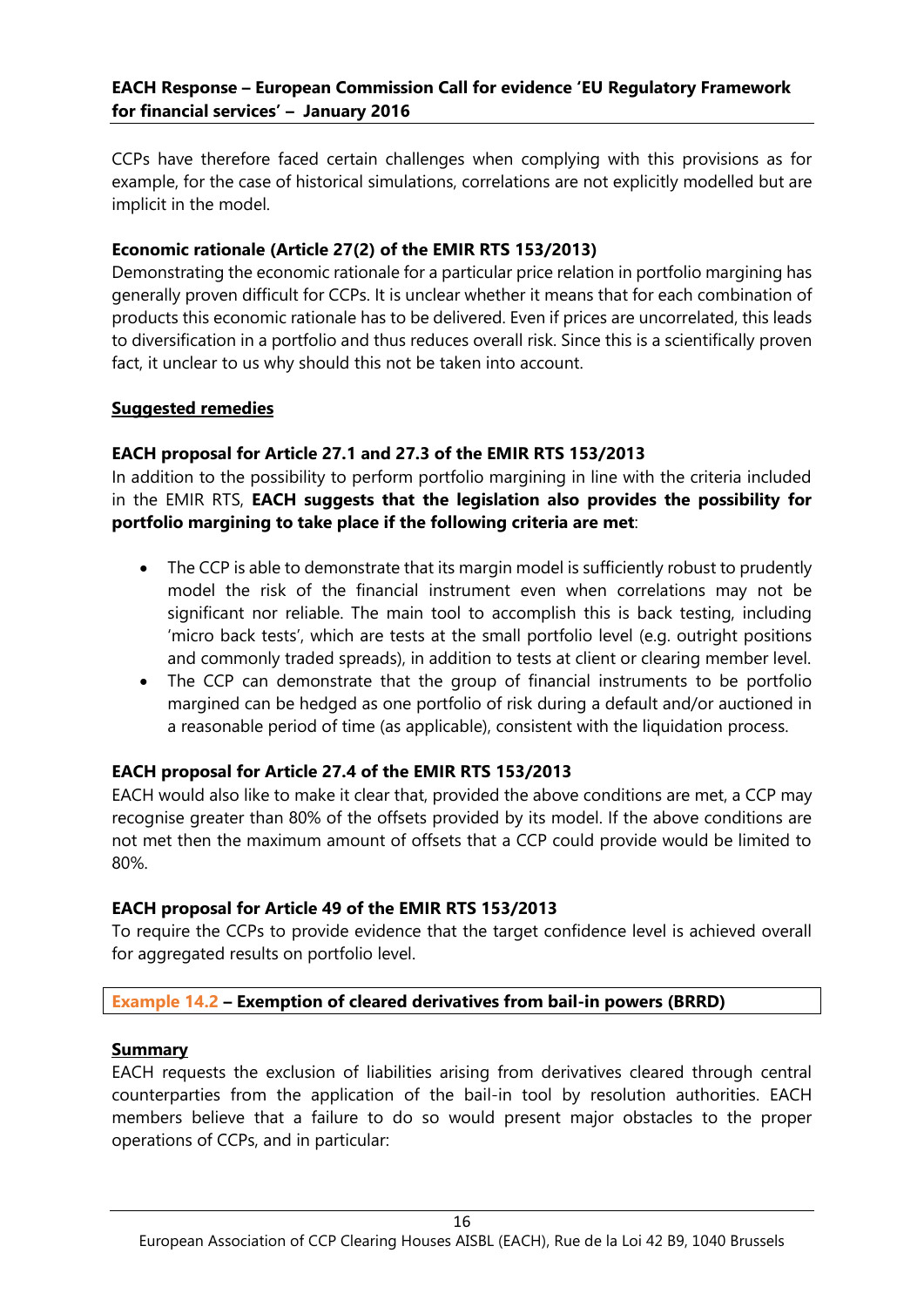CCPs have therefore faced certain challenges when complying with this provisions as for example, for the case of historical simulations, correlations are not explicitly modelled but are implicit in the model.

**Economic rationale (Article 27(2) of the EMIR RTS 153/2013)**

Demonstrating the economic rationale for a particular price relation in portfolio margining has generally proven difficult for CCPs. It is unclear whether it means that for each combination of products this economic rationale has to be delivered. Even if prices are uncorrelated, this leads to diversification in a portfolio and thus reduces overall risk. Since this is a scientifically proven fact, it unclear to us why should this not be taken into account.

**Suggested remedies**

**EACH proposal for Article 27.1 and 27.3 of the EMIR RTS 153/2013**

In addition to the possibility to perform portfolio margining in line with the criteria included in the EMIR RTS, **EACH suggests that the legislation also provides the possibility for portfolio margining to take place if the following criteria are met**:

- The CCP is able to demonstrate that its margin model is sufficiently robust to prudently model the risk of the financial instrument even when correlations may not be significant nor reliable. The main tool to accomplish this is back testing, including 'micro back tests', which are tests at the small portfolio level (e.g. outright positions and commonly traded spreads), in addition to tests at client or clearing member level.
- The CCP can demonstrate that the group of financial instruments to be portfolio margined can be hedged as one portfolio of risk during a default and/or auctioned in a reasonable period of time (as applicable), consistent with the liquidation process.

**EACH proposal for Article 27.4 of the EMIR RTS 153/2013**

EACH would also like to make it clear that, provided the above conditions are met, a CCP may recognise greater than 80% of the offsets provided by its model. If the above conditions are not met then the maximum amount of offsets that a CCP could provide would be limited to 80%.

**EACH proposal for Article 49 of the EMIR RTS 153/2013**

To require the CCPs to provide evidence that the target confidence level is achieved overall for aggregated results on portfolio level.

**Example 14.2 – Exemption of cleared derivatives from bail-in powers (BRRD)**

**Summary**

EACH requests the exclusion of liabilities arising from derivatives cleared through central counterparties from the application of the bail-in tool by resolution authorities. EACH members believe that a failure to do so would present major obstacles to the proper operations of CCPs, and in particular: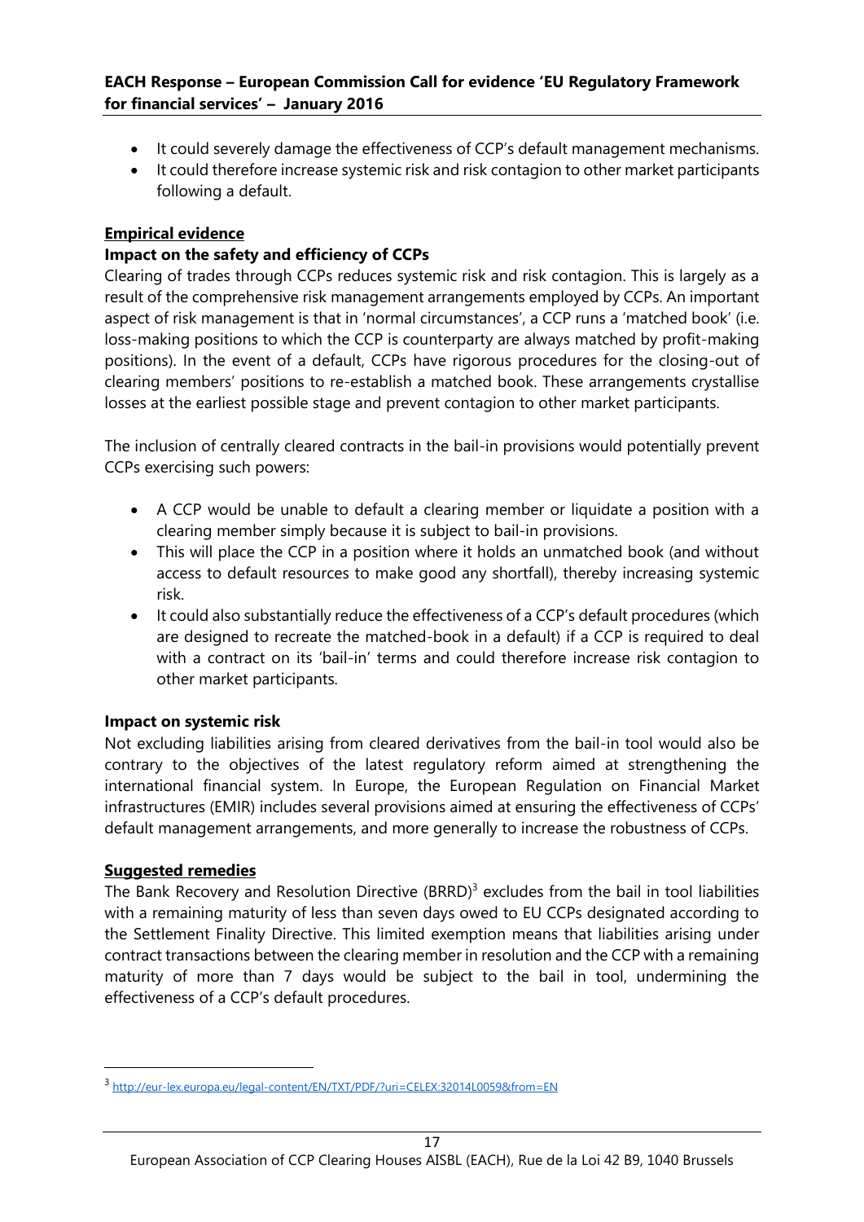- It could severely damage the effectiveness of CCP's default management mechanisms.
- It could therefore increase systemic risk and risk contagion to other market participants following a default.

**Empirical evidence**

**Impact on the safety and efficiency of CCPs**

Clearing of trades through CCPs reduces systemic risk and risk contagion. This is largely as a result of the comprehensive risk management arrangements employed by CCPs. An important aspect of risk management is that in 'normal circumstances', a CCP runs a 'matched book' (i.e. loss-making positions to which the CCP is counterparty are always matched by profit-making positions). In the event of a default, CCPs have rigorous procedures for the closing-out of clearing members' positions to re-establish a matched book. These arrangements crystallise losses at the earliest possible stage and prevent contagion to other market participants.

The inclusion of centrally cleared contracts in the bail-in provisions would potentially prevent CCPs exercising such powers:

- A CCP would be unable to default a clearing member or liquidate a position with a clearing member simply because it is subject to bail-in provisions.
- This will place the CCP in a position where it holds an unmatched book (and without access to default resources to make good any shortfall), thereby increasing systemic risk.
- It could also substantially reduce the effectiveness of a CCP's default procedures (which are designed to recreate the matched-book in a default) if a CCP is required to deal with a contract on its 'bail-in' terms and could therefore increase risk contagion to other market participants.

**Impact on systemic risk**

Not excluding liabilities arising from cleared derivatives from the bail-in tool would also be contrary to the objectives of the latest regulatory reform aimed at strengthening the international financial system. In Europe, the European Regulation on Financial Market infrastructures (EMIR) includes several provisions aimed at ensuring the effectiveness of CCPs' default management arrangements, and more generally to increase the robustness of CCPs.

**Suggested remedies**

The Bank Recovery and Resolution Directive (BRRD)[3] excludes from the bail in tool liabilities with a remaining maturity of less than seven days owed to EU CCPs designated according to the Settlement Finality Directive. This limited exemption means that liabilities arising under contract transactions between the clearing member in resolution and the CCP with a remaining maturity of more than 7 days would be subject to the bail in tool, undermining the effectiveness of a CCP's default procedures.

---

[3] http://eur-lex.europa.eu/legal-content/EN/TXT/PDF/?uri=CELEX:32014L0059&from=EN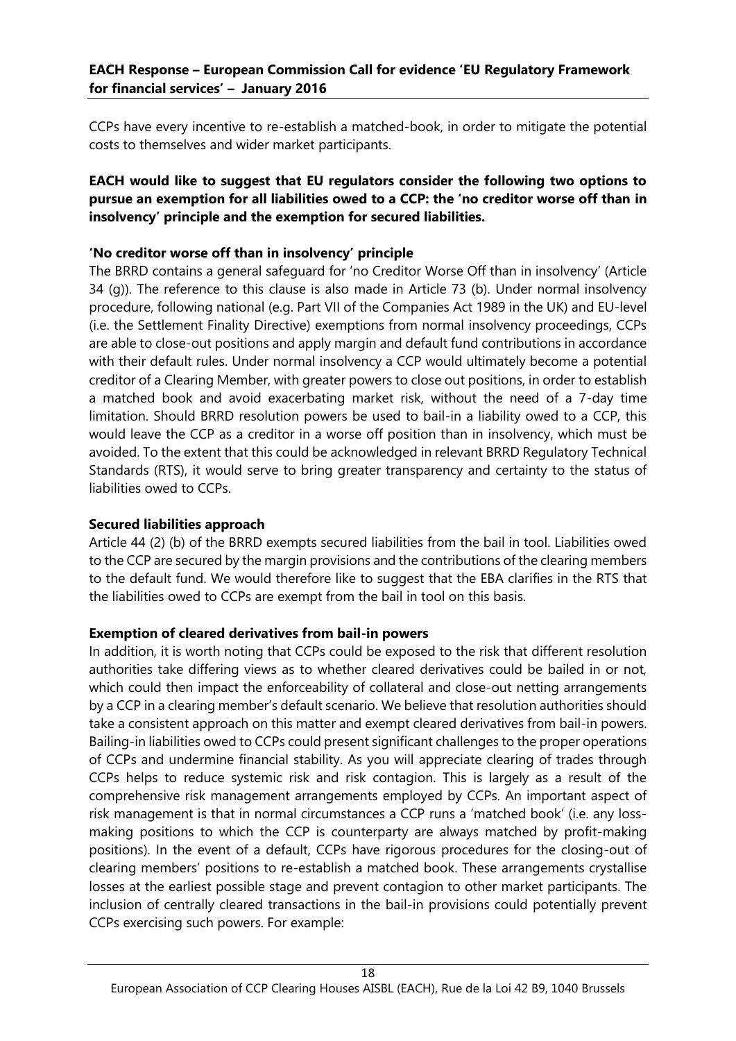CCPs have every incentive to re-establish a matched-book, in order to mitigate the potential costs to themselves and wider market participants.

**EACH would like to suggest that EU regulators consider the following two options to pursue an exemption for all liabilities owed to a CCP: the 'no creditor worse off than in insolvency' principle and the exemption for secured liabilities.**

**'No creditor worse off than in insolvency' principle**

The BRRD contains a general safeguard for 'no Creditor Worse Off than in insolvency' (Article 34 (g)). The reference to this clause is also made in Article 73 (b). Under normal insolvency procedure, following national (e.g. Part VII of the Companies Act 1989 in the UK) and EU-level (i.e. the Settlement Finality Directive) exemptions from normal insolvency proceedings, CCPs are able to close-out positions and apply margin and default fund contributions in accordance with their default rules. Under normal insolvency a CCP would ultimately become a potential creditor of a Clearing Member, with greater powers to close out positions, in order to establish a matched book and avoid exacerbating market risk, without the need of a 7-day time limitation. Should BRRD resolution powers be used to bail-in a liability owed to a CCP, this would leave the CCP as a creditor in a worse off position than in insolvency, which must be avoided. To the extent that this could be acknowledged in relevant BRRD Regulatory Technical Standards (RTS), it would serve to bring greater transparency and certainty to the status of liabilities owed to CCPs.

**Secured liabilities approach**

Article 44 (2) (b) of the BRRD exempts secured liabilities from the bail in tool. Liabilities owed to the CCP are secured by the margin provisions and the contributions of the clearing members to the default fund. We would therefore like to suggest that the EBA clarifies in the RTS that the liabilities owed to CCPs are exempt from the bail in tool on this basis.

**Exemption of cleared derivatives from bail-in powers**

In addition, it is worth noting that CCPs could be exposed to the risk that different resolution authorities take differing views as to whether cleared derivatives could be bailed in or not, which could then impact the enforceability of collateral and close-out netting arrangements by a CCP in a clearing member's default scenario. We believe that resolution authorities should take a consistent approach on this matter and exempt cleared derivatives from bail-in powers. Bailing-in liabilities owed to CCPs could present significant challenges to the proper operations of CCPs and undermine financial stability. As you will appreciate clearing of trades through CCPs helps to reduce systemic risk and risk contagion. This is largely as a result of the comprehensive risk management arrangements employed by CCPs. An important aspect of risk management is that in normal circumstances a CCP runs a 'matched book' (i.e. any loss-making positions to which the CCP is counterparty are always matched by profit-making positions). In the event of a default, CCPs have rigorous procedures for the closing-out of clearing members' positions to re-establish a matched book. These arrangements crystallise losses at the earliest possible stage and prevent contagion to other market participants. The inclusion of centrally cleared transactions in the bail-in provisions could potentially prevent CCPs exercising such powers. For example: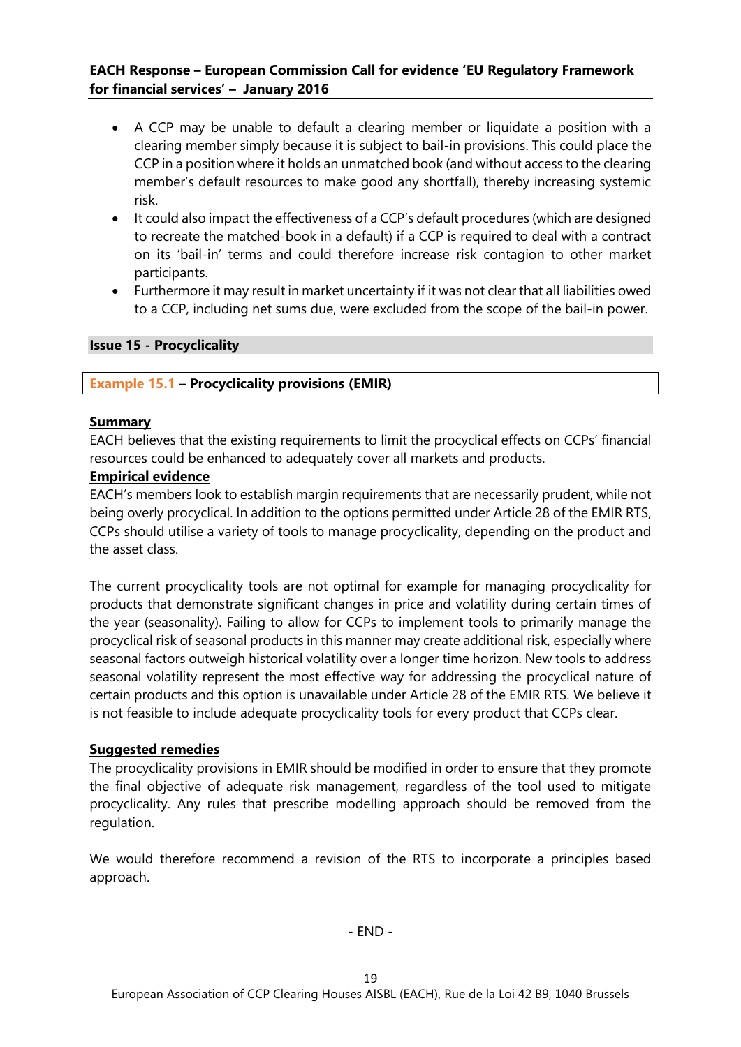- A CCP may be unable to default a clearing member or liquidate a position with a clearing member simply because it is subject to bail-in provisions. This could place the CCP in a position where it holds an unmatched book (and without access to the clearing member's default resources to make good any shortfall), thereby increasing systemic risk.
- It could also impact the effectiveness of a CCP's default procedures (which are designed to recreate the matched-book in a default) if a CCP is required to deal with a contract on its 'bail-in' terms and could therefore increase risk contagion to other market participants.
- Furthermore it may result in market uncertainty if it was not clear that all liabilities owed to a CCP, including net sums due, were excluded from the scope of the bail-in power.

## Issue 15 - Procyclicality

### Example 15.1 – Procyclicality provisions (EMIR)

**Summary**

EACH believes that the existing requirements to limit the procyclical effects on CCPs' financial resources could be enhanced to adequately cover all markets and products.

**Empirical evidence**

EACH's members look to establish margin requirements that are necessarily prudent, while not being overly procyclical. In addition to the options permitted under Article 28 of the EMIR RTS, CCPs should utilise a variety of tools to manage procyclicality, depending on the product and the asset class.

The current procyclicality tools are not optimal for example for managing procyclicality for products that demonstrate significant changes in price and volatility during certain times of the year (seasonality). Failing to allow for CCPs to implement tools to primarily manage the procyclical risk of seasonal products in this manner may create additional risk, especially where seasonal factors outweigh historical volatility over a longer time horizon. New tools to address seasonal volatility represent the most effective way for addressing the procyclical nature of certain products and this option is unavailable under Article 28 of the EMIR RTS. We believe it is not feasible to include adequate procyclicality tools for every product that CCPs clear.

**Suggested remedies**

The procyclicality provisions in EMIR should be modified in order to ensure that they promote the final objective of adequate risk management, regardless of the tool used to mitigate procyclicality. Any rules that prescribe modelling approach should be removed from the regulation.

We would therefore recommend a revision of the RTS to incorporate a principles based approach.

- END -